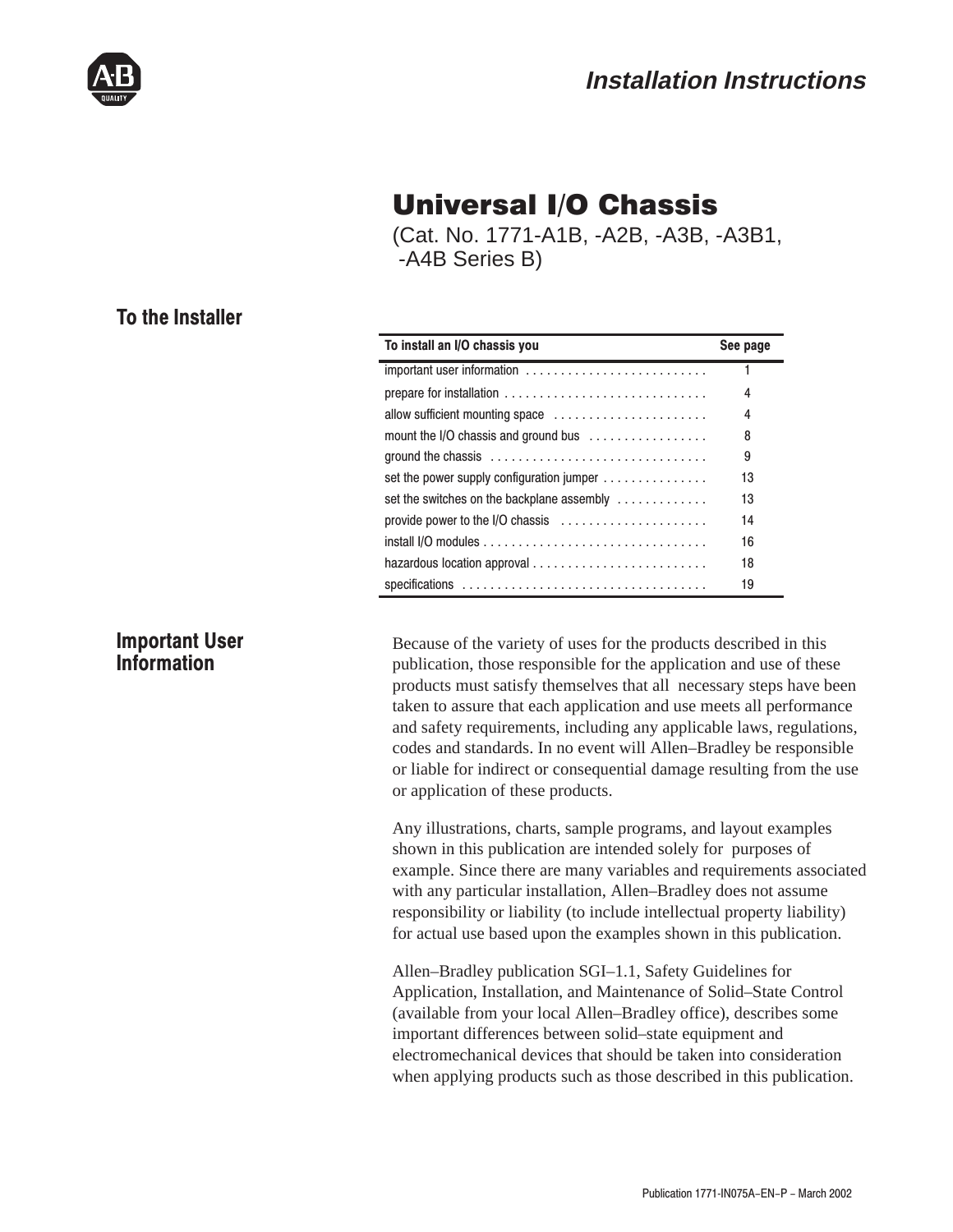# Installation Instructions

# Universal I/O Chassis

(Cat. No. 1771-A1B, -A2B, -A3B, -A3B1, -A4B Series B)

## To the Installer

| To install an I/O chassis you | See page |
| --- | --- |
| important user information | 1 |
| prepare for installation | 4 |
| allow sufficient mounting space | 4 |
| mount the I/O chassis and ground bus | 8 |
| ground the chassis | 9 |
| set the power supply configuration jumper | 13 |
| set the switches on the backplane assembly | 13 |
| provide power to the I/O chassis | 14 |
| install I/O modules | 16 |
| hazardous location approval | 18 |
| specifications | 19 |

## Important User Information

Because of the variety of uses for the products described in this publication, those responsible for the application and use of these products must satisfy themselves that all necessary steps have been taken to assure that each application and use meets all performance and safety requirements, including any applicable laws, regulations, codes and standards. In no event will Allen–Bradley be responsible or liable for indirect or consequential damage resulting from the use or application of these products.

Any illustrations, charts, sample programs, and layout examples shown in this publication are intended solely for purposes of example. Since there are many variables and requirements associated with any particular installation, Allen–Bradley does not assume responsibility or liability (to include intellectual property liability) for actual use based upon the examples shown in this publication.

Allen–Bradley publication SGI–1.1, Safety Guidelines for Application, Installation, and Maintenance of Solid–State Control (available from your local Allen–Bradley office), describes some important differences between solid–state equipment and electromechanical devices that should be taken into consideration when applying products such as those described in this publication.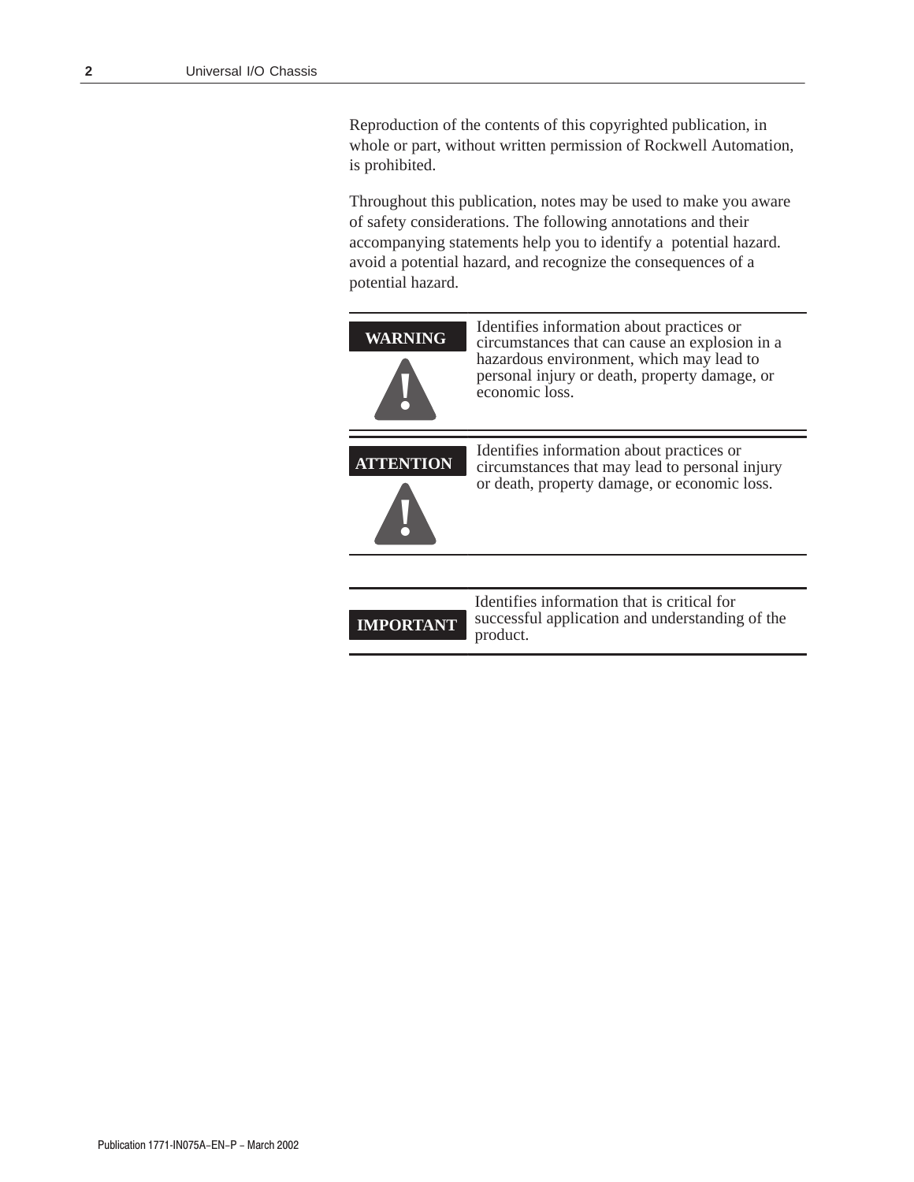Reproduction of the contents of this copyrighted publication, in whole or part, without written permission of Rockwell Automation, is prohibited.

Throughout this publication, notes may be used to make you aware of safety considerations. The following annotations and their accompanying statements help you to identify a potential hazard. avoid a potential hazard, and recognize the consequences of a potential hazard.

| | |
|---|---|
| **WARNING** | Identifies information about practices or circumstances that can cause an explosion in a hazardous environment, which may lead to personal injury or death, property damage, or economic loss. |
| **ATTENTION** | Identifies information about practices or circumstances that may lead to personal injury or death, property damage, or economic loss. |

| | |
|---|---|
| **IMPORTANT** | Identifies information that is critical for successful application and understanding of the product. |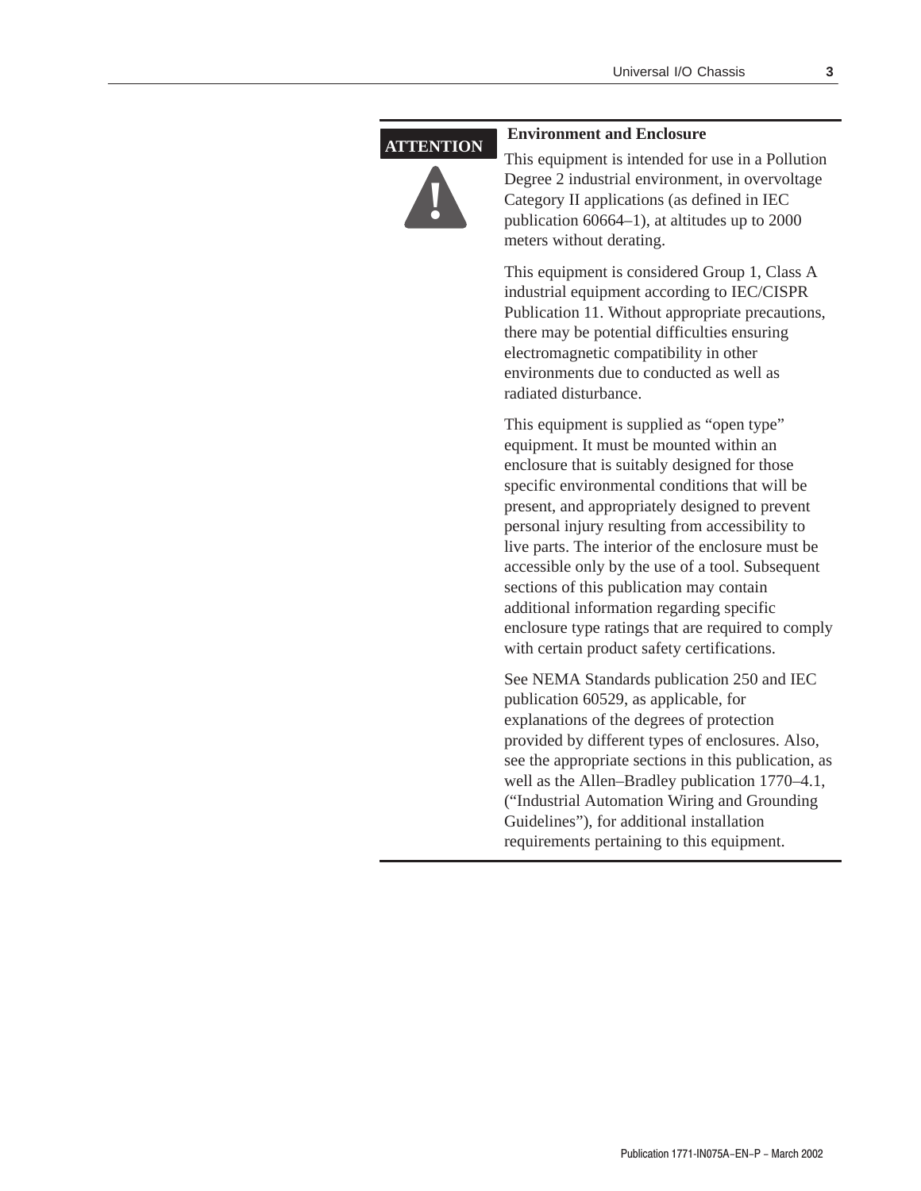**ATTENTION**

**Environment and Enclosure**

This equipment is intended for use in a Pollution Degree 2 industrial environment, in overvoltage Category II applications (as defined in IEC publication 60664–1), at altitudes up to 2000 meters without derating.

This equipment is considered Group 1, Class A industrial equipment according to IEC/CISPR Publication 11. Without appropriate precautions, there may be potential difficulties ensuring electromagnetic compatibility in other environments due to conducted as well as radiated disturbance.

This equipment is supplied as “open type” equipment. It must be mounted within an enclosure that is suitably designed for those specific environmental conditions that will be present, and appropriately designed to prevent personal injury resulting from accessibility to live parts. The interior of the enclosure must be accessible only by the use of a tool. Subsequent sections of this publication may contain additional information regarding specific enclosure type ratings that are required to comply with certain product safety certifications.

See NEMA Standards publication 250 and IEC publication 60529, as applicable, for explanations of the degrees of protection provided by different types of enclosures. Also, see the appropriate sections in this publication, as well as the Allen–Bradley publication 1770–4.1, (“Industrial Automation Wiring and Grounding Guidelines”), for additional installation requirements pertaining to this equipment.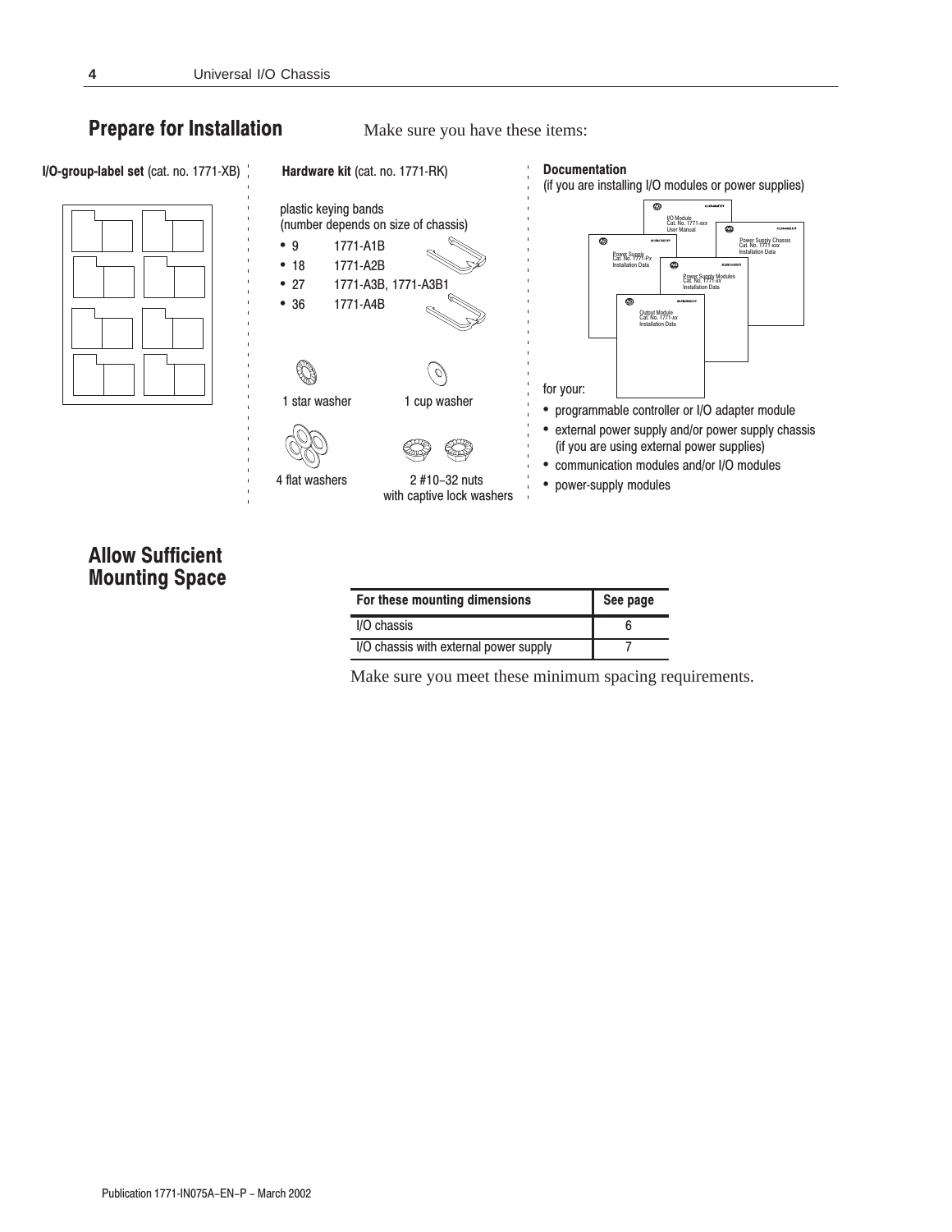## Prepare for Installation

Make sure you have these items:

**I/O-group-label set** (cat. no. 1771-XB)

**Hardware kit** (cat. no. 1771-RK)

plastic keying bands
(number depends on size of chassis)

- 9 1771-A1B
- 18 1771-A2B
- 27 1771-A3B, 1771-A3B1
- 36 1771-A4B

1 star washer

1 cup washer

4 flat washers

2 #10–32 nuts with captive lock washers

**Documentation**
(if you are installing I/O modules or power supplies)

for your:

- programmable controller or I/O adapter module
- external power supply and/or power supply chassis (if you are using external power supplies)
- communication modules and/or I/O modules
- power-supply modules

## Allow Sufficient Mounting Space

| For these mounting dimensions | See page |
| --- | --- |
| I/O chassis | 6 |
| I/O chassis with external power supply | 7 |

Make sure you meet these minimum spacing requirements.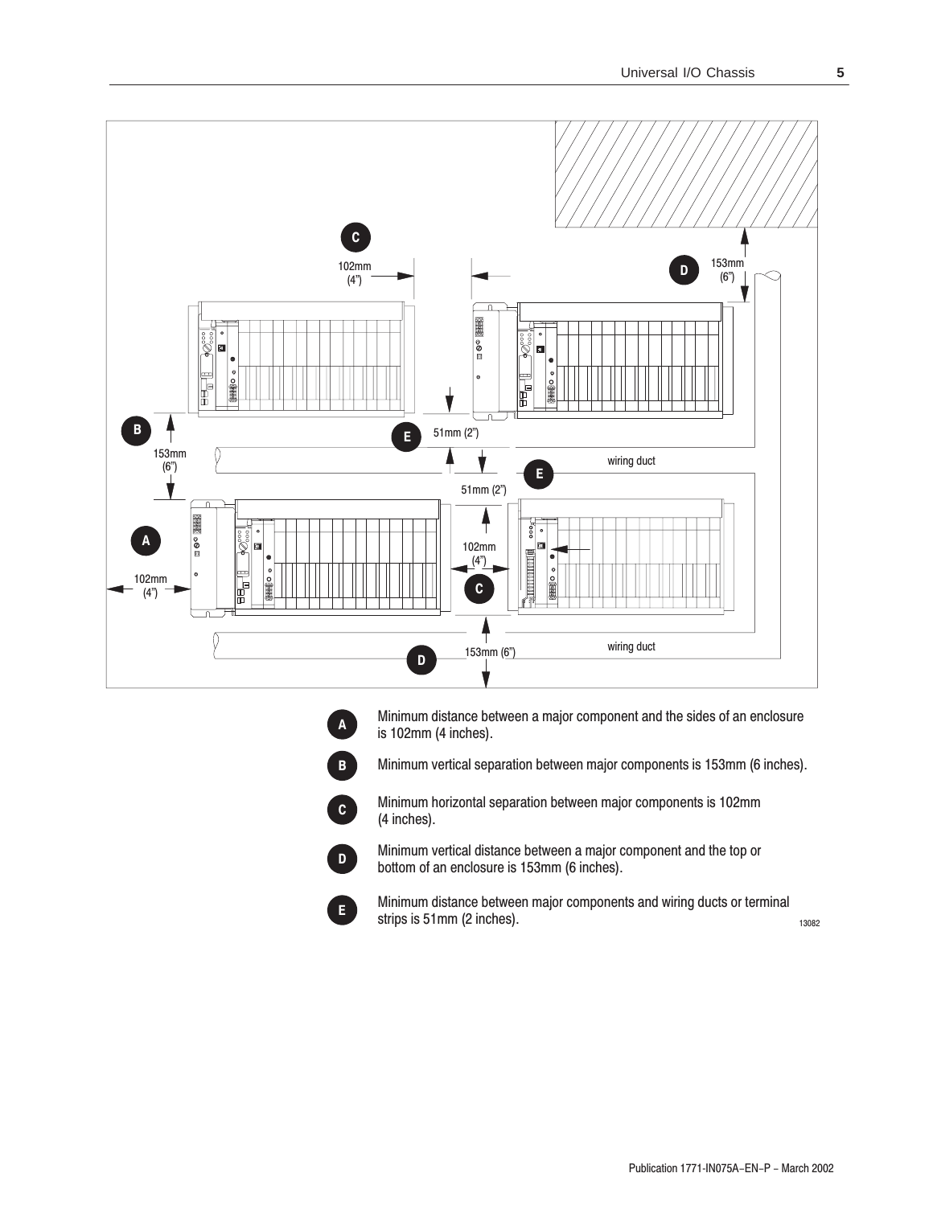A — Minimum distance between a major component and the sides of an enclosure is 102mm (4 inches).

B — Minimum vertical separation between major components is 153mm (6 inches).

C — Minimum horizontal separation between major components is 102mm (4 inches).

D — Minimum vertical distance between a major component and the top or bottom of an enclosure is 153mm (6 inches).

E — Minimum distance between major components and wiring ducts or terminal strips is 51mm (2 inches).

13082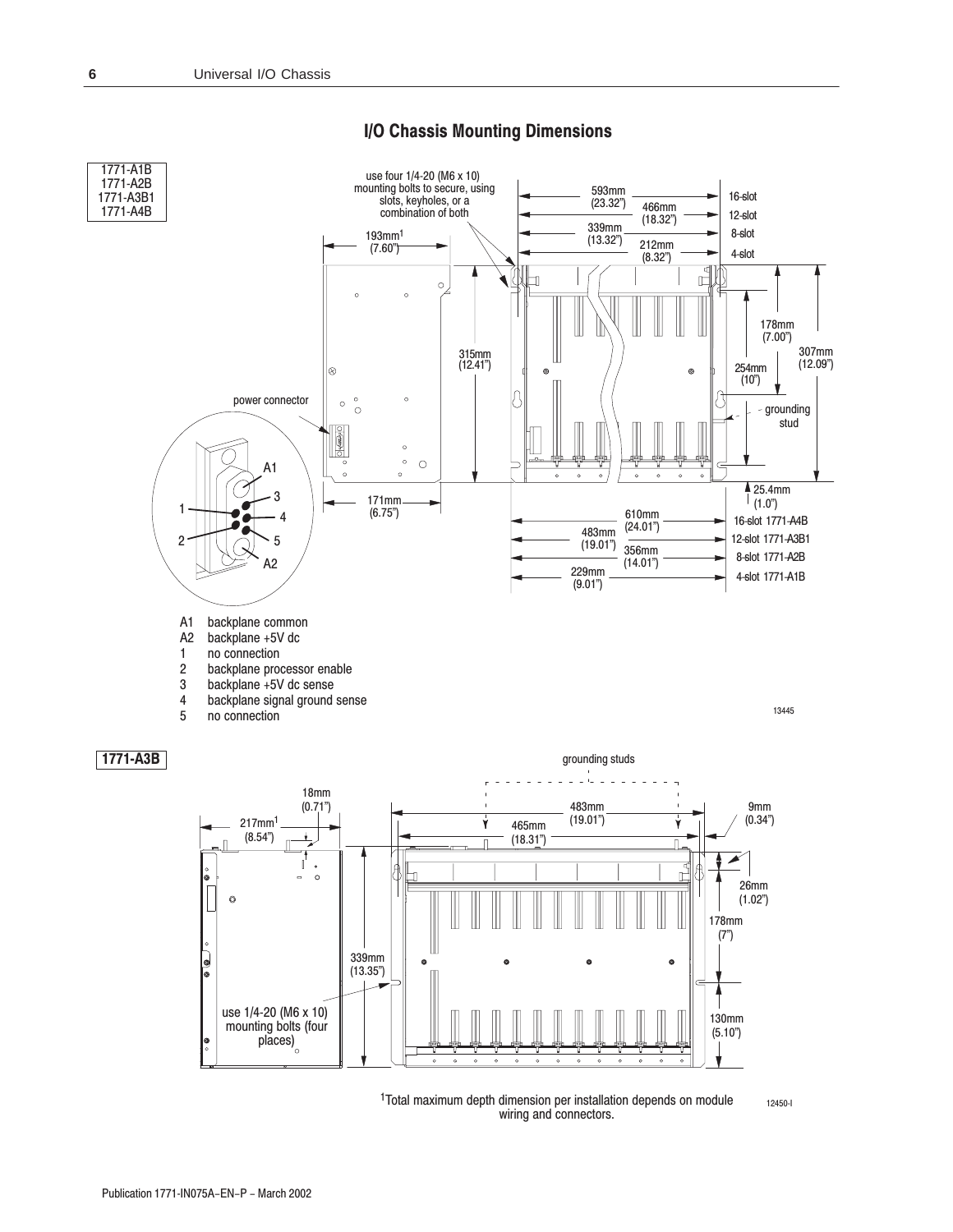## I/O Chassis Mounting Dimensions

1771-A1B
1771-A2B
1771-A3B1
1771-A4B

use four 1/4-20 (M6 x 10) mounting bolts to secure, using slots, keyholes, or a combination of both

193mm[1] (7.60")

593mm (23.32") — 16-slot
466mm (18.32") — 12-slot
339mm (13.32") — 8-slot
212mm (8.32") — 4-slot

315mm (12.41")

178mm (7.00")
254mm (10")
307mm (12.09")

grounding stud

power connector

171mm (6.75")

25.4mm (1.0")

610mm (24.01") — 16-slot 1771-A4B
483mm (19.01") — 12-slot 1771-A3B1
356mm (14.01") — 8-slot 1771-A2B
229mm (9.01") — 4-slot 1771-A1B

- A1 backplane common
- A2 backplane +5V dc
- 1 no connection
- 2 backplane processor enable
- 3 backplane +5V dc sense
- 4 backplane signal ground sense
- 5 no connection

13445

**1771-A3B**

grounding studs

18mm (0.71")
217mm[1] (8.54")
483mm (19.01")
465mm (18.31")
9mm (0.34")
26mm (1.02")
178mm (7")
339mm (13.35")
130mm (5.10")

use 1/4-20 (M6 x 10) mounting bolts (four places)

[1]Total maximum depth dimension per installation depends on module wiring and connectors.

12450-I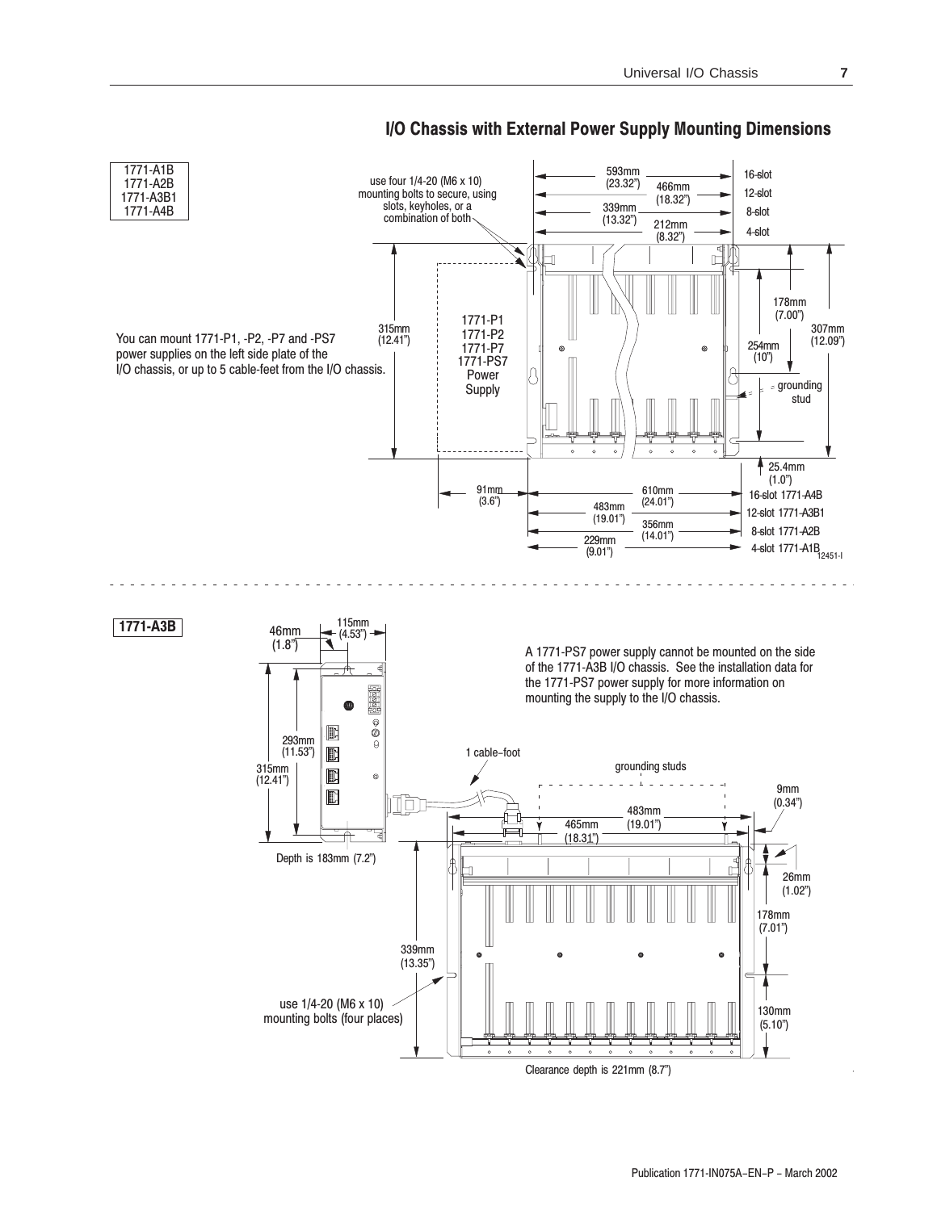## I/O Chassis with External Power Supply Mounting Dimensions

**1771-A1B**
**1771-A2B**
**1771-A3B1**
**1771-A4B**

use four 1/4-20 (M6 x 10) mounting bolts to secure, using slots, keyholes, or a combination of both

593mm (23.32") 16-slot
466mm (18.32") 12-slot
339mm (13.32") 8-slot
212mm (8.32") 4-slot

You can mount 1771-P1, -P2, -P7 and -PS7 power supplies on the left side plate of the I/O chassis, or up to 5 cable-feet from the I/O chassis.

1771-P1
1771-P2
1771-P7
1771-PS7
Power Supply

315mm (12.41")

178mm (7.00")
254mm (10")
307mm (12.09")
grounding stud
25.4mm (1.0")

91mm (3.6")

610mm (24.01") 16-slot 1771-A4B
483mm (19.01") 12-slot 1771-A3B1
356mm (14.01") 8-slot 1771-A2B
229mm (9.01") 4-slot 1771-A1B

12451-I

---

**1771-A3B**

46mm (1.8")
115mm (4.53")
293mm (11.53")
315mm (12.41")
Depth is 183mm (7.2")

A 1771-PS7 power supply cannot be mounted on the side of the 1771-A3B I/O chassis. See the installation data for the 1771-PS7 power supply for more information on mounting the supply to the I/O chassis.

1 cable–foot

grounding studs

483mm (19.01")
465mm (18.31")
9mm (0.34")
26mm (1.02")
178mm (7.01")
130mm (5.10")
339mm (13.35")

use 1/4-20 (M6 x 10) mounting bolts (four places)

Clearance depth is 221mm (8.7")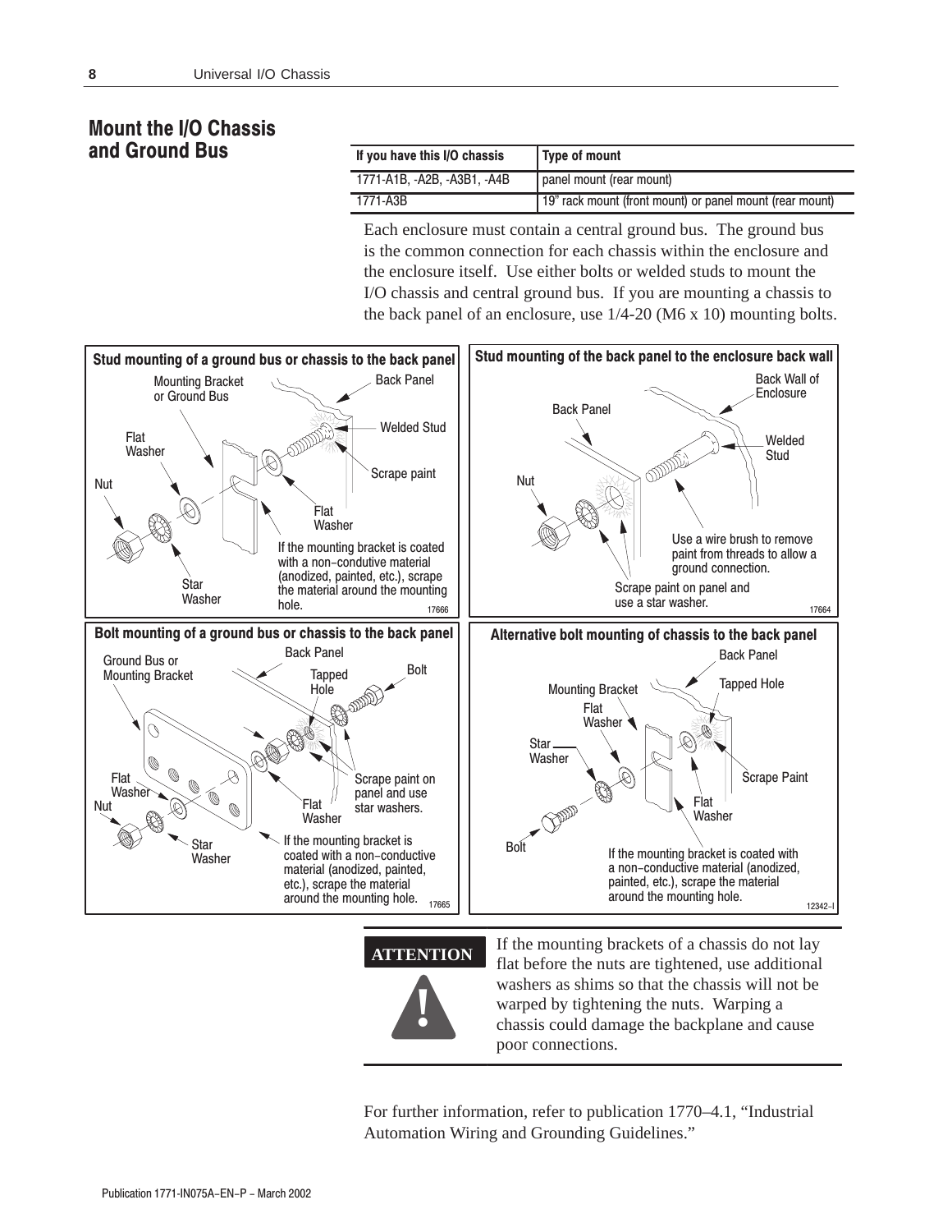## Mount the I/O Chassis and Ground Bus

| If you have this I/O chassis | Type of mount |
| --- | --- |
| 1771-A1B, -A2B, -A3B1, -A4B | panel mount (rear mount) |
| 1771-A3B | 19" rack mount (front mount) or panel mount (rear mount) |

Each enclosure must contain a central ground bus. The ground bus is the common connection for each chassis within the enclosure and the enclosure itself. Use either bolts or welded studs to mount the I/O chassis and central ground bus. If you are mounting a chassis to the back panel of an enclosure, use 1/4-20 (M6 x 10) mounting bolts.

**Stud mounting of a ground bus or chassis to the back panel**

Mounting Bracket or Ground Bus; Back Panel; Welded Stud; Flat Washer; Scrape paint; Nut; Flat Washer; Star Washer

If the mounting bracket is coated with a non-condutive material (anodized, painted, etc.), scrape the material around the mounting hole.

17666

**Stud mounting of the back panel to the enclosure back wall**

Back Wall of Enclosure; Back Panel; Welded Stud; Nut

Use a wire brush to remove paint from threads to allow a ground connection.

Scrape paint on panel and use a star washer.

17664

**Bolt mounting of a ground bus or chassis to the back panel**

Ground Bus or Mounting Bracket; Back Panel; Tapped Hole; Bolt; Flat Washer; Nut; Scrape paint on panel and use star washers.; Flat Washer; Star Washer

If the mounting bracket is coated with a non-conductive material (anodized, painted, etc.), scrape the material around the mounting hole.

17665

**Alternative bolt mounting of chassis to the back panel**

Back Panel; Tapped Hole; Mounting Bracket; Flat Washer; Star Washer; Scrape Paint; Flat Washer; Bolt

If the mounting bracket is coated with a non-conductive material (anodized, painted, etc.), scrape the material around the mounting hole.

12342-I

**ATTENTION**

If the mounting brackets of a chassis do not lay flat before the nuts are tightened, use additional washers as shims so that the chassis will not be warped by tightening the nuts. Warping a chassis could damage the backplane and cause poor connections.

For further information, refer to publication 1770–4.1, "Industrial Automation Wiring and Grounding Guidelines."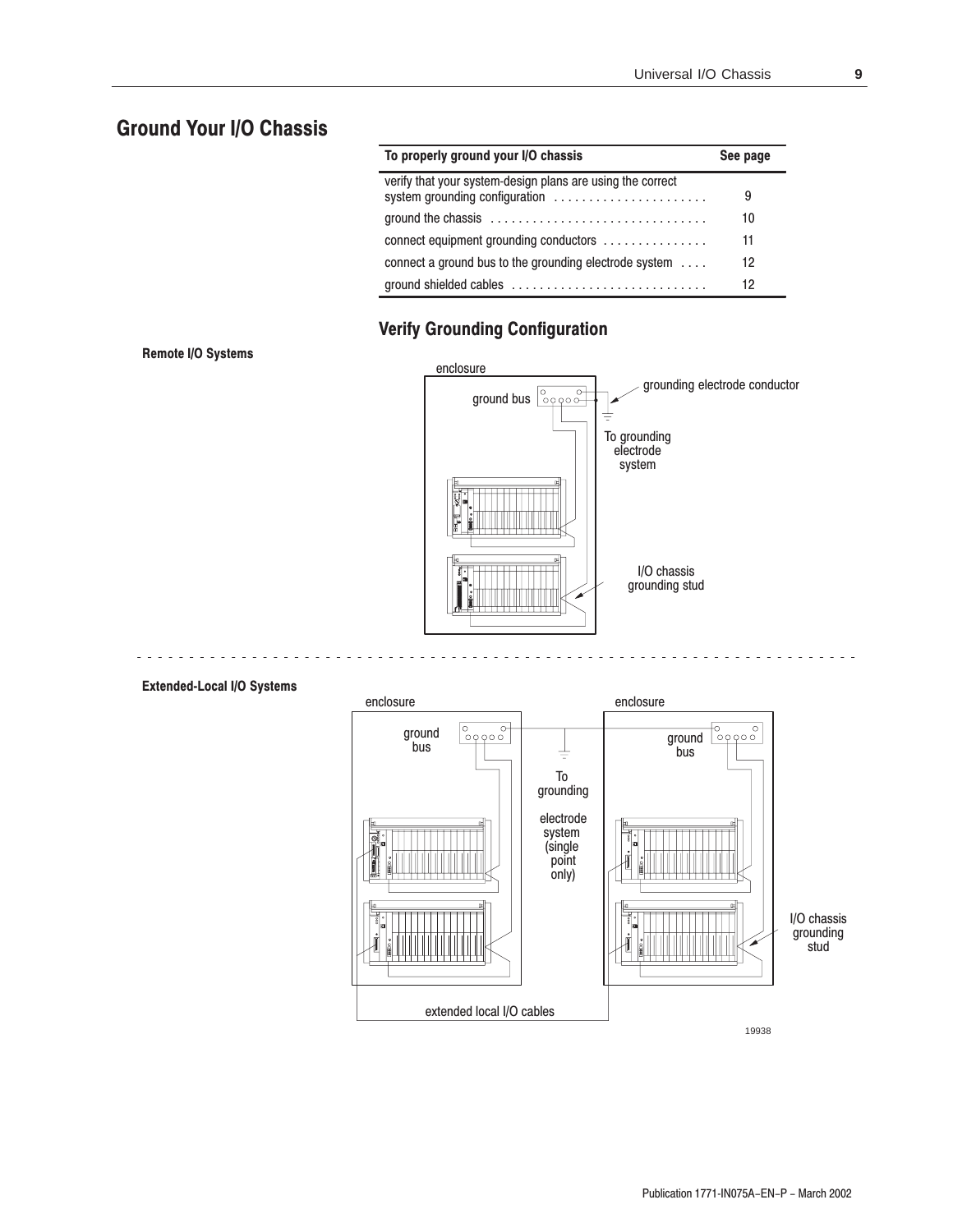# Ground Your I/O Chassis

| To properly ground your I/O chassis | See page |
|---|---|
| verify that your system-design plans are using the correct system grounding configuration | 9 |
| ground the chassis | 10 |
| connect equipment grounding conductors | 11 |
| connect a ground bus to the grounding electrode system | 12 |
| ground shielded cables | 12 |

## Verify Grounding Configuration

**Remote I/O Systems**

enclosure

ground bus

grounding electrode conductor

To grounding electrode system

I/O chassis grounding stud

**Extended-Local I/O Systems**

enclosure

ground bus

To grounding electrode system (single point only)

enclosure

ground bus

I/O chassis grounding stud

extended local I/O cables

19938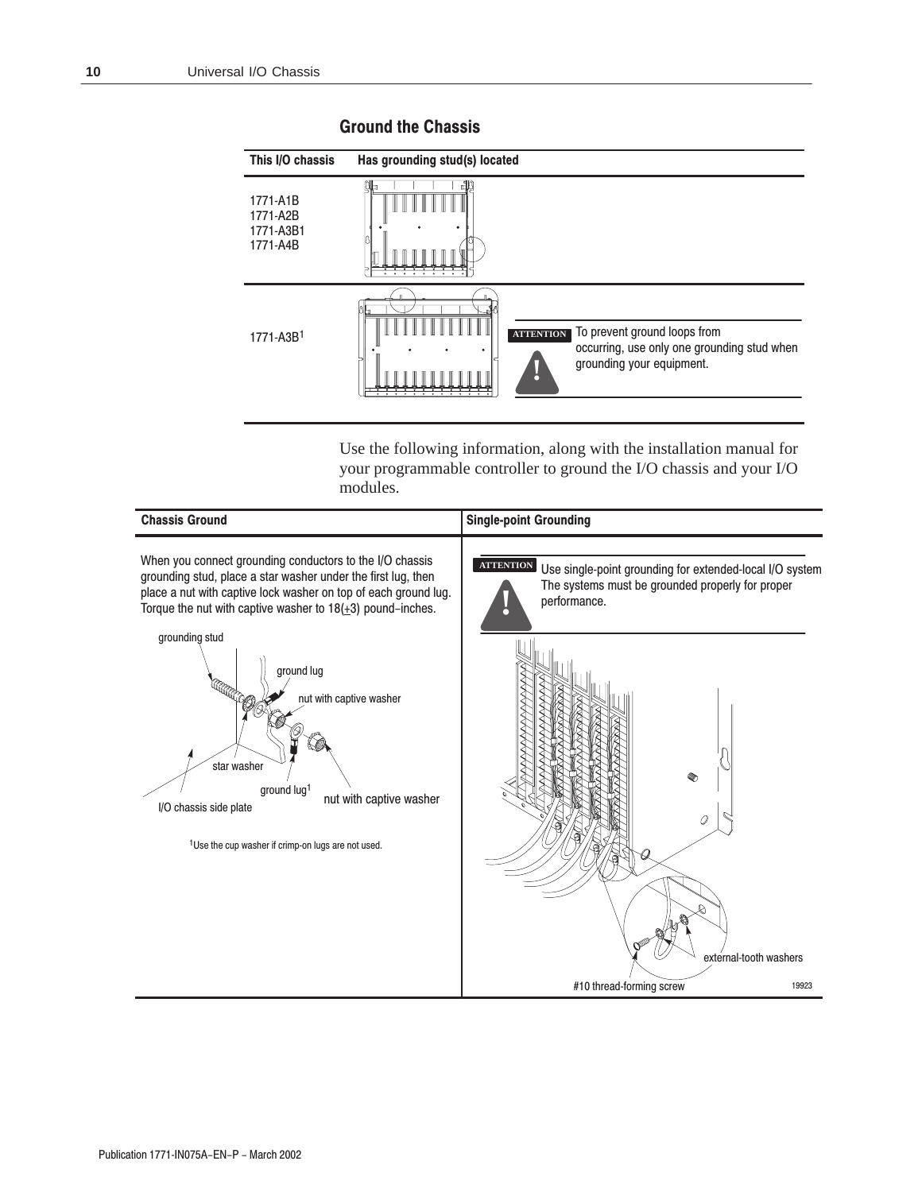## Ground the Chassis

| This I/O chassis | Has grounding stud(s) located |
|---|---|
| 1771-A1B<br>1771-A2B<br>1771-A3B1<br>1771-A4B | |
| 1771-A3B[1] | **ATTENTION** To prevent ground loops from occurring, use only one grounding stud when grounding your equipment. |

Use the following information, along with the installation manual for your programmable controller to ground the I/O chassis and your I/O modules.

| Chassis Ground | Single-point Grounding |
|---|---|
| When you connect grounding conductors to the I/O chassis grounding stud, place a star washer under the first lug, then place a nut with captive lock washer on top of each ground lug. Torque the nut with captive washer to 18(±3) pound–inches. | **ATTENTION** Use single-point grounding for extended-local I/O system The systems must be grounded properly for proper performance. |

grounding stud

ground lug

nut with captive washer

star washer

ground lug[1]

nut with captive washer

I/O chassis side plate

[1]Use the cup washer if crimp-on lugs are not used.

external-tooth washers

#10 thread-forming screw

19923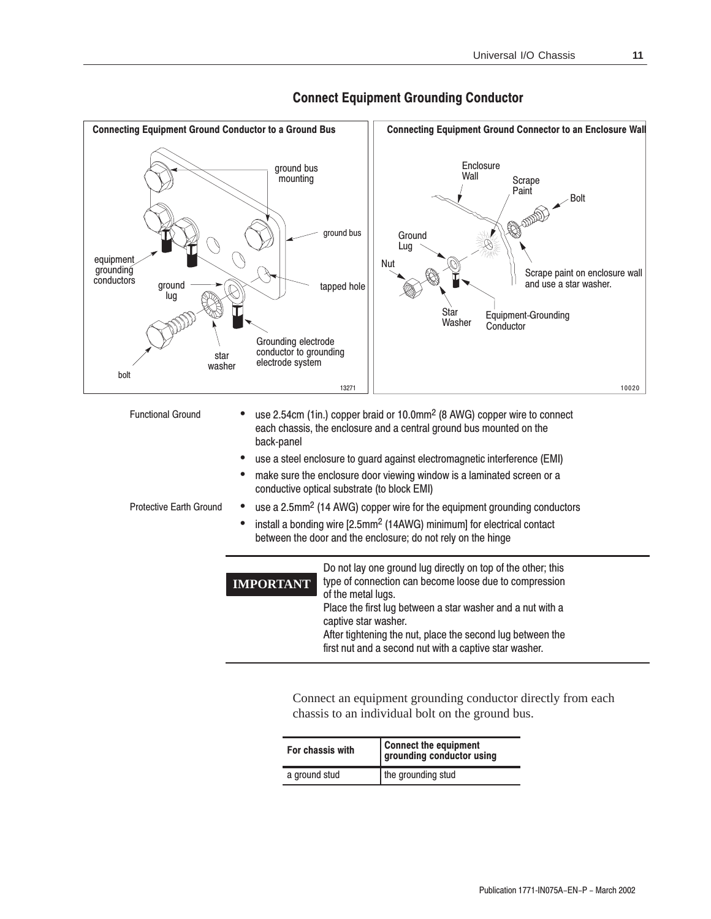## Connect Equipment Grounding Conductor

**Connecting Equipment Ground Conductor to a Ground Bus**

ground bus mounting

ground bus

equipment grounding conductors

ground lug

tapped hole

Grounding electrode conductor to grounding electrode system

star washer

bolt

13271

**Connecting Equipment Ground Connector to an Enclosure Wall**

Enclosure Wall

Scrape Paint

Bolt

Ground Lug

Nut

Scrape paint on enclosure wall and use a star washer.

Star Washer

Equipment-Grounding Conductor

10020

Functional Ground

- use 2.54cm (1in.) copper braid or 10.0mm$^2$ (8 AWG) copper wire to connect each chassis, the enclosure and a central ground bus mounted on the back-panel
- use a steel enclosure to guard against electromagnetic interference (EMI)
- make sure the enclosure door viewing window is a laminated screen or a conductive optical substrate (to block EMI)

Protective Earth Ground

- use a 2.5mm$^2$ (14 AWG) copper wire for the equipment grounding conductors
- install a bonding wire [2.5mm$^2$ (14AWG) minimum] for electrical contact between the door and the enclosure; do not rely on the hinge

**IMPORTANT** Do not lay one ground lug directly on top of the other; this type of connection can become loose due to compression of the metal lugs.
Place the first lug between a star washer and a nut with a captive star washer.
After tightening the nut, place the second lug between the first nut and a second nut with a captive star washer.

Connect an equipment grounding conductor directly from each chassis to an individual bolt on the ground bus.

| For chassis with | Connect the equipment grounding conductor using |
|---|---|
| a ground stud | the grounding stud |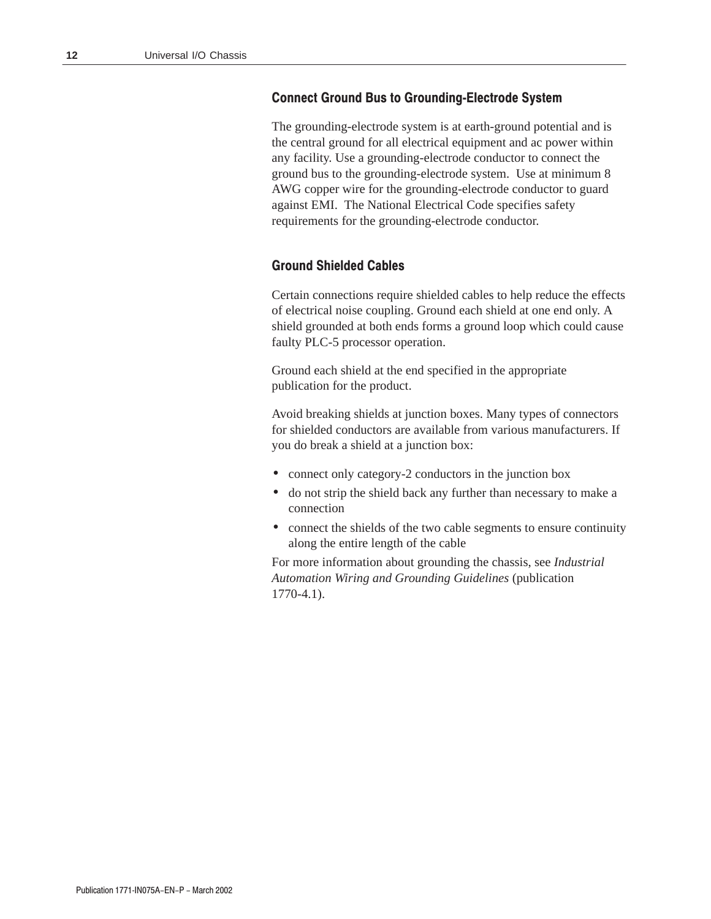### Connect Ground Bus to Grounding-Electrode System

The grounding-electrode system is at earth-ground potential and is the central ground for all electrical equipment and ac power within any facility. Use a grounding-electrode conductor to connect the ground bus to the grounding-electrode system. Use at minimum 8 AWG copper wire for the grounding-electrode conductor to guard against EMI. The National Electrical Code specifies safety requirements for the grounding-electrode conductor.

### Ground Shielded Cables

Certain connections require shielded cables to help reduce the effects of electrical noise coupling. Ground each shield at one end only. A shield grounded at both ends forms a ground loop which could cause faulty PLC-5 processor operation.

Ground each shield at the end specified in the appropriate publication for the product.

Avoid breaking shields at junction boxes. Many types of connectors for shielded conductors are available from various manufacturers. If you do break a shield at a junction box:

- connect only category-2 conductors in the junction box
- do not strip the shield back any further than necessary to make a connection
- connect the shields of the two cable segments to ensure continuity along the entire length of the cable

For more information about grounding the chassis, see *Industrial Automation Wiring and Grounding Guidelines* (publication 1770-4.1).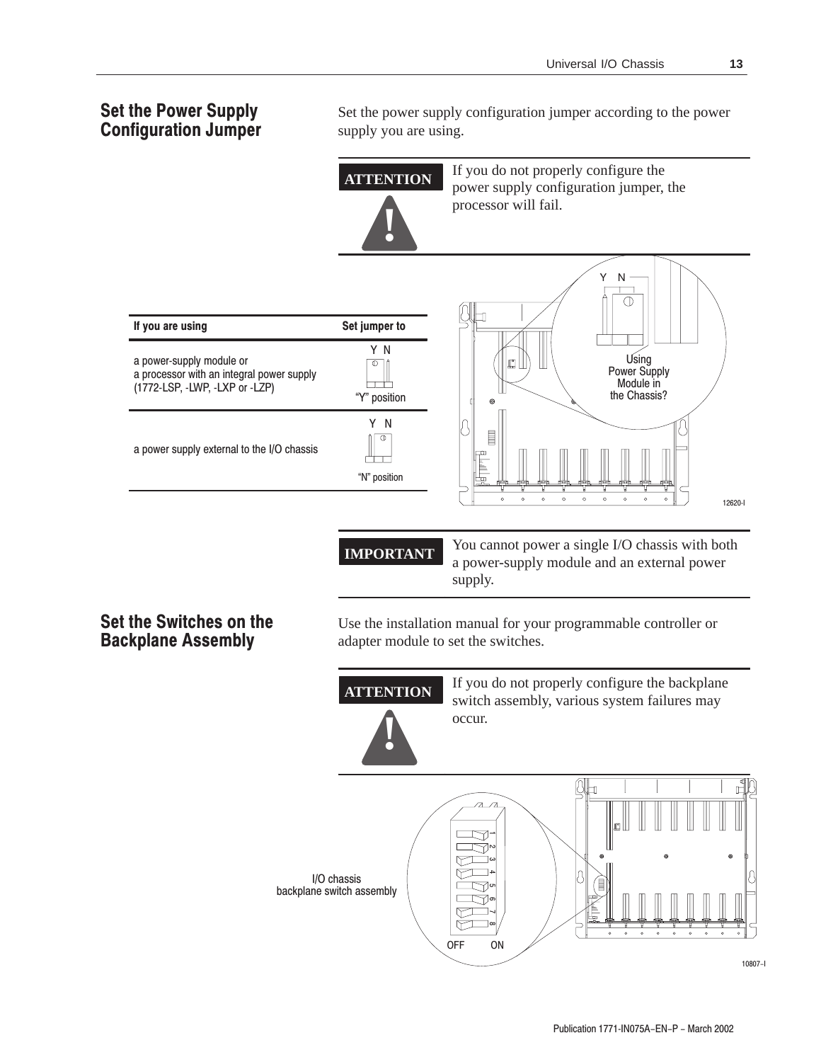## Set the Power Supply Configuration Jumper

Set the power supply configuration jumper according to the power supply you are using.

**ATTENTION**

If you do not properly configure the power supply configuration jumper, the processor will fail.

| If you are using | Set jumper to |
|---|---|
| a power-supply module or a processor with an integral power supply (1772-LSP, -LWP, -LXP or -LZP) | Y N “Y” position |
| a power supply external to the I/O chassis | Y N “N” position |

Y N

Using Power Supply Module in the Chassis?

12620-I

**IMPORTANT**

You cannot power a single I/O chassis with both a power-supply module and an external power supply.

## Set the Switches on the Backplane Assembly

Use the installation manual for your programmable controller or adapter module to set the switches.

**ATTENTION**

If you do not properly configure the backplane switch assembly, various system failures may occur.

I/O chassis backplane switch assembly

1 2 3 4 5 6 7 8

OFF ON

10807–I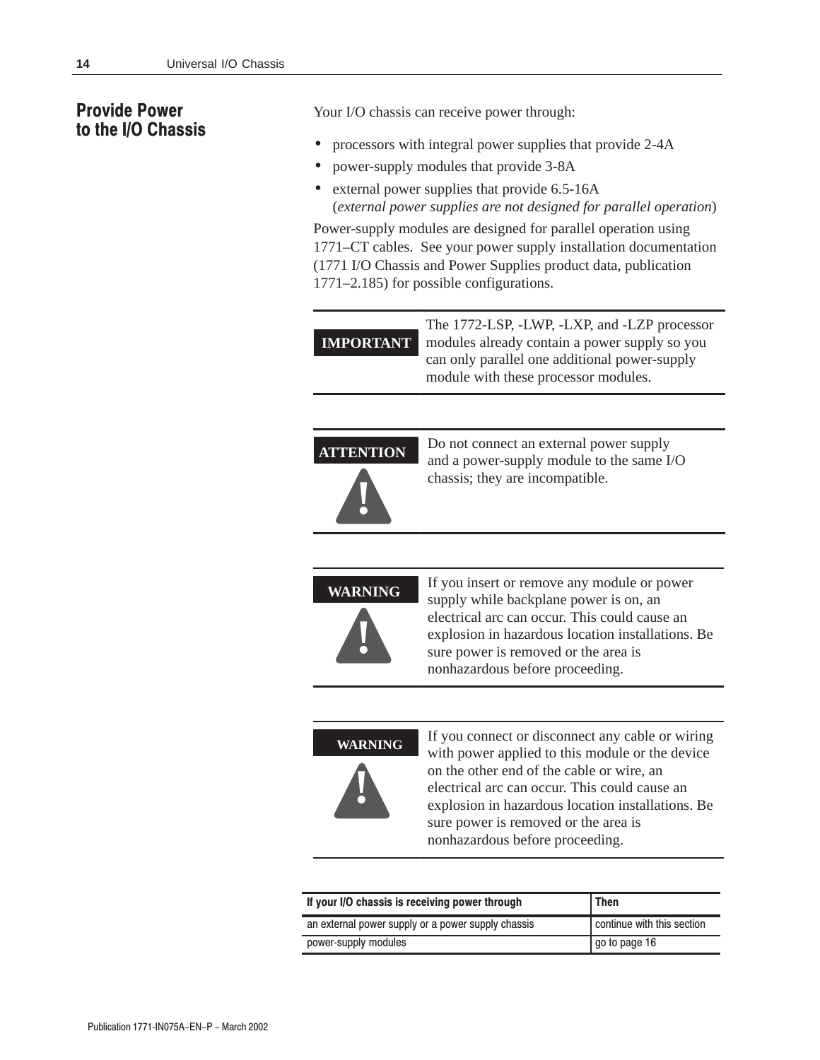## Provide Power to the I/O Chassis

Your I/O chassis can receive power through:

- processors with integral power supplies that provide 2-4A
- power-supply modules that provide 3-8A
- external power supplies that provide 6.5-16A (*external power supplies are not designed for parallel operation*)

Power-supply modules are designed for parallel operation using 1771–CT cables. See your power supply installation documentation (1771 I/O Chassis and Power Supplies product data, publication 1771–2.185) for possible configurations.

**IMPORTANT** The 1772-LSP, -LWP, -LXP, and -LZP processor modules already contain a power supply so you can only parallel one additional power-supply module with these processor modules.

**ATTENTION** Do not connect an external power supply and a power-supply module to the same I/O chassis; they are incompatible.

**WARNING** If you insert or remove any module or power supply while backplane power is on, an electrical arc can occur. This could cause an explosion in hazardous location installations. Be sure power is removed or the area is nonhazardous before proceeding.

**WARNING** If you connect or disconnect any cable or wiring with power applied to this module or the device on the other end of the cable or wire, an electrical arc can occur. This could cause an explosion in hazardous location installations. Be sure power is removed or the area is nonhazardous before proceeding.

| If your I/O chassis is receiving power through | Then |
|---|---|
| an external power supply or a power supply chassis | continue with this section |
| power-supply modules | go to page 16 |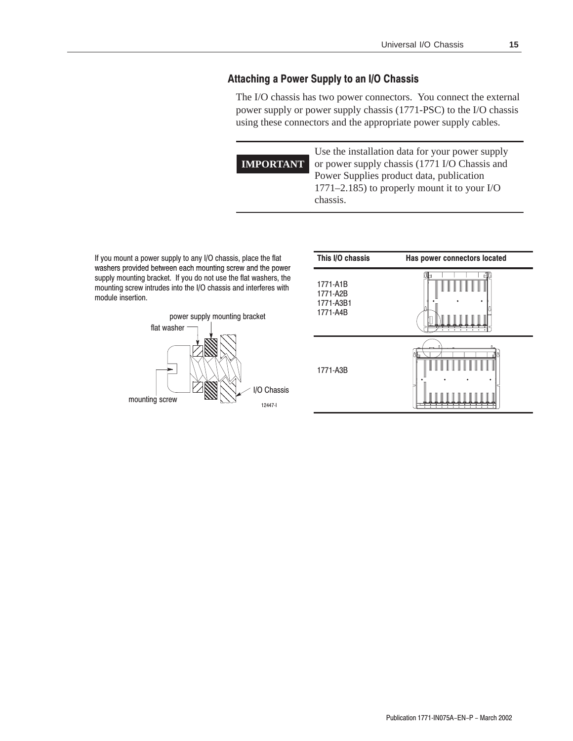## Attaching a Power Supply to an I/O Chassis

The I/O chassis has two power connectors. You connect the external power supply or power supply chassis (1771-PSC) to the I/O chassis using these connectors and the appropriate power supply cables.

| **IMPORTANT** | Use the installation data for your power supply or power supply chassis (1771 I/O Chassis and Power Supplies product data, publication 1771–2.185) to properly mount it to your I/O chassis. |
|---|---|

If you mount a power supply to any I/O chassis, place the flat washers provided between each mounting screw and the power supply mounting bracket. If you do not use the flat washers, the mounting screw intrudes into the I/O chassis and interferes with module insertion.

power supply mounting bracket
flat washer
mounting screw
I/O Chassis
12447-I

| This I/O chassis | Has power connectors located |
|---|---|
| 1771-A1B<br>1771-A2B<br>1771-A3B1<br>1771-A4B | |
| 1771-A3B | |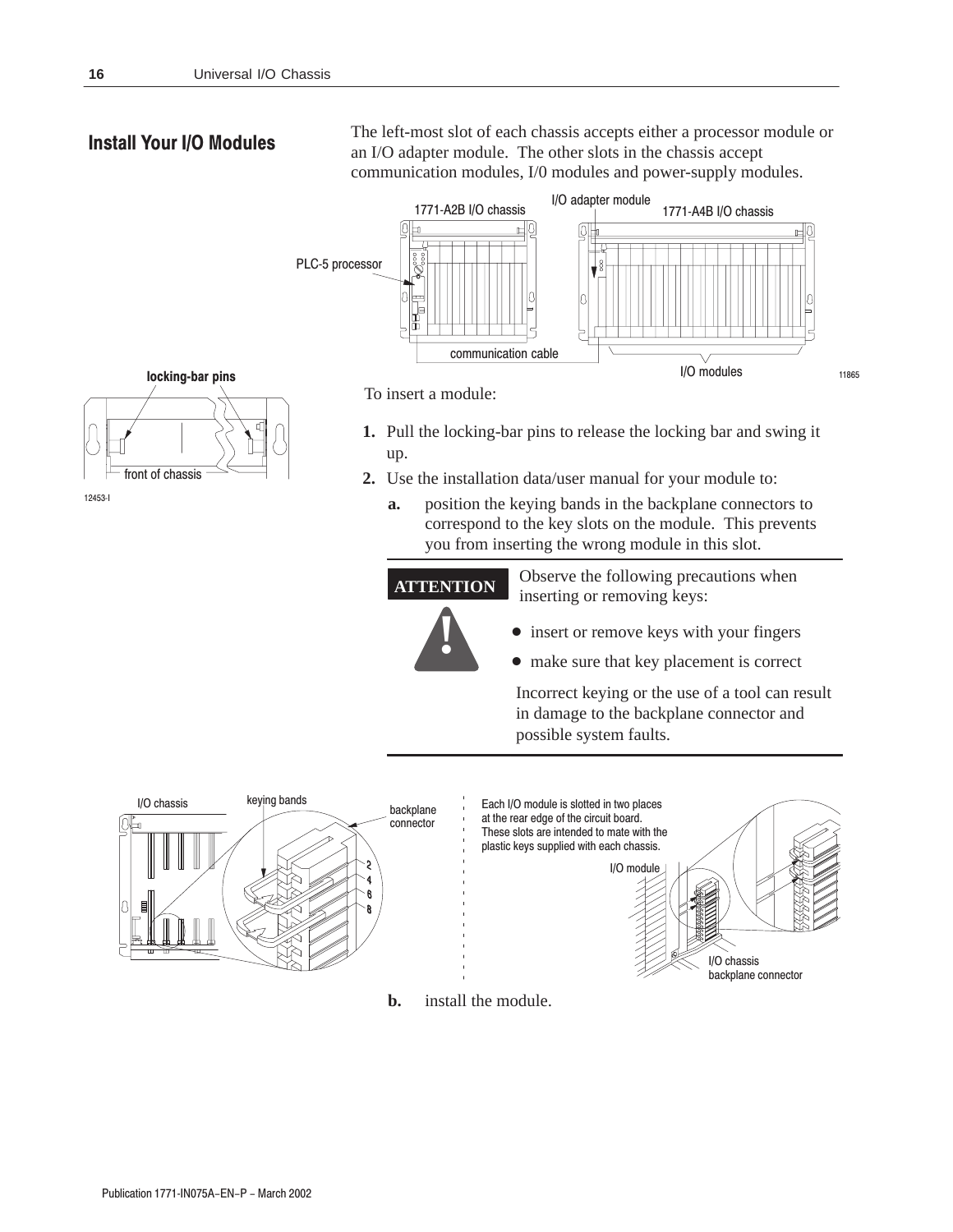## Install Your I/O Modules

The left-most slot of each chassis accepts either a processor module or an I/O adapter module. The other slots in the chassis accept communication modules, I/0 modules and power-supply modules.

To insert a module:

1. Pull the locking-bar pins to release the locking bar and swing it up.
2. Use the installation data/user manual for your module to:
   a. position the keying bands in the backplane connectors to correspond to the key slots on the module. This prevents you from inserting the wrong module in this slot.

**ATTENTION**

Observe the following precautions when inserting or removing keys:

- insert or remove keys with your fingers
- make sure that key placement is correct

Incorrect keying or the use of a tool can result in damage to the backplane connector and possible system faults.

Each I/O module is slotted in two places at the rear edge of the circuit board. These slots are intended to mate with the plastic keys supplied with each chassis.

   b. install the module.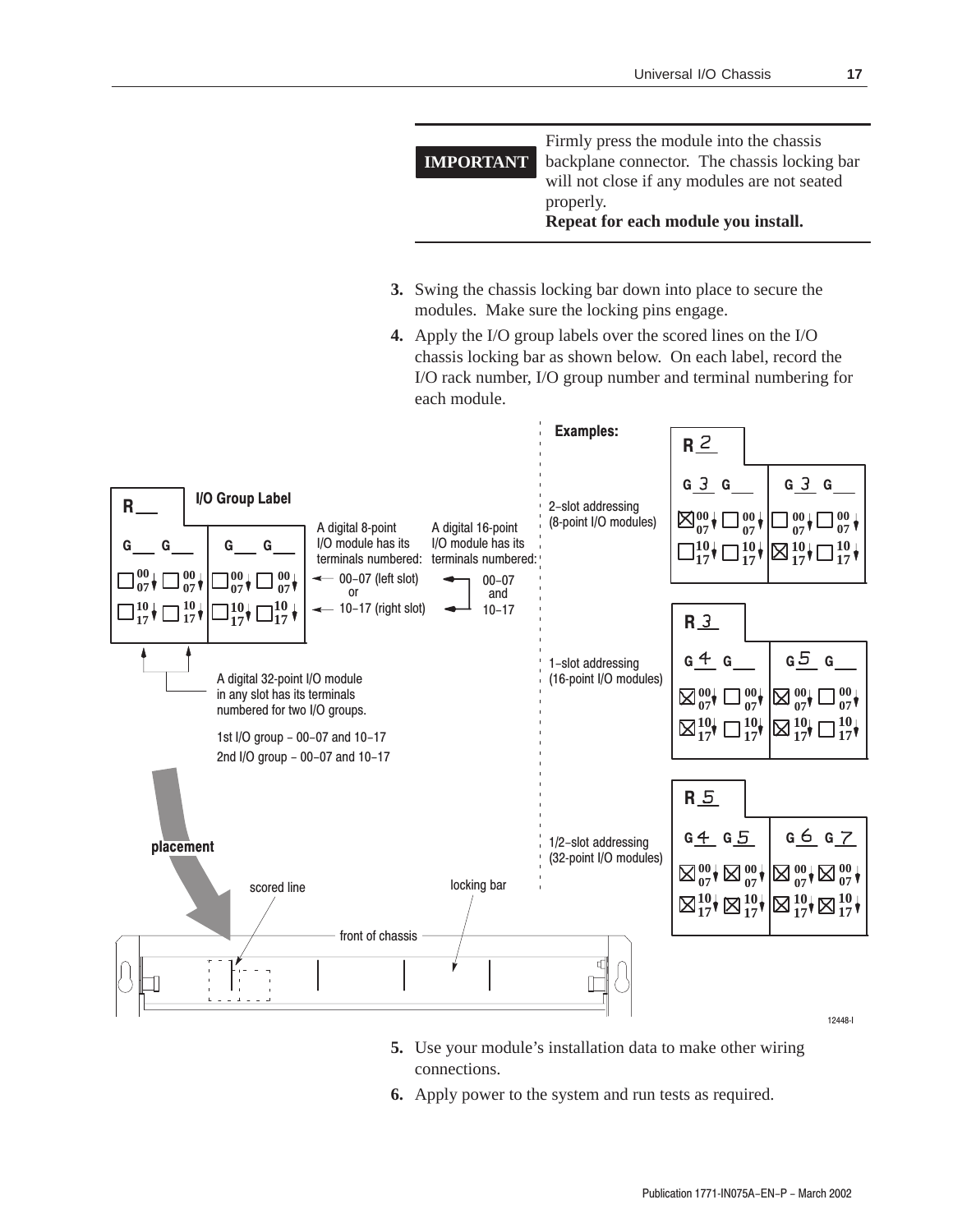| IMPORTANT | Firmly press the module into the chassis backplane connector. The chassis locking bar will not close if any modules are not seated properly. **Repeat for each module you install.** |
|---|---|

3. Swing the chassis locking bar down into place to secure the modules. Make sure the locking pins engage.
4. Apply the I/O group labels over the scored lines on the I/O chassis locking bar as shown below. On each label, record the I/O rack number, I/O group number and terminal numbering for each module.

**I/O Group Label**

A digital 8-point I/O module has its terminals numbered: 00–07 (left slot) or 10–17 (right slot)

A digital 16-point I/O module has its terminals numbered: 00–07 and 10–17

A digital 32-point I/O module in any slot has its terminals numbered for two I/O groups.

1st I/O group – 00–07 and 10–17
2nd I/O group – 00–07 and 10–17

**Examples:**

2–slot addressing (8-point I/O modules): R 2, G 3, G 3

1–slot addressing (16-point I/O modules): R 3, G 4, G 5

1/2–slot addressing (32-point I/O modules): R 5, G 4, G 5, G 6, G 7

placement — scored line — locking bar — front of chassis

12448-I

5. Use your module's installation data to make other wiring connections.
6. Apply power to the system and run tests as required.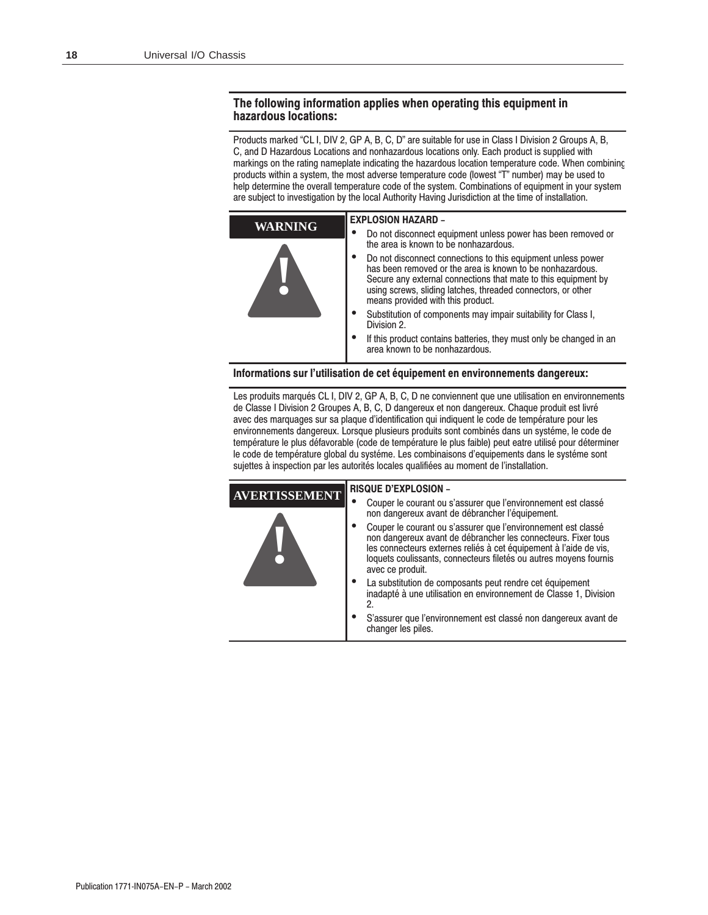## The following information applies when operating this equipment in hazardous locations:

Products marked "CL I, DIV 2, GP A, B, C, D" are suitable for use in Class I Division 2 Groups A, B, C, and D Hazardous Locations and nonhazardous locations only. Each product is supplied with markings on the rating nameplate indicating the hazardous location temperature code. When combining products within a system, the most adverse temperature code (lowest "T" number) may be used to help determine the overall temperature code of the system. Combinations of equipment in your system are subject to investigation by the local Authority Having Jurisdiction at the time of installation.

**WARNING**

**EXPLOSION HAZARD –**

- Do not disconnect equipment unless power has been removed or the area is known to be nonhazardous.
- Do not disconnect connections to this equipment unless power has been removed or the area is known to be nonhazardous. Secure any external connections that mate to this equipment by using screws, sliding latches, threaded connectors, or other means provided with this product.
- Substitution of components may impair suitability for Class I, Division 2.
- If this product contains batteries, they must only be changed in an area known to be nonhazardous.

## Informations sur l'utilisation de cet équipement en environnements dangereux:

Les produits marqués CL I, DIV 2, GP A, B, C, D ne conviennent que une utilisation en environnements de Classe I Division 2 Groupes A, B, C, D dangereux et non dangereux. Chaque produit est livré avec des marquages sur sa plaque d'identification qui indiquent le code de température pour les environnements dangereux. Lorsque plusieurs produits sont combinés dans un systéme, le code de température le plus défavorable (code de température le plus faible) peut eatre utilisé pour déterminer le code de température global du systéme. Les combinaisons d'equipements dans le systéme sont sujettes à inspection par les autorités locales qualifiées au moment de l'installation.

**AVERTISSEMENT**

**RISQUE D'EXPLOSION –**

- Couper le courant ou s'assurer que l'environnement est classé non dangereux avant de débrancher l'équipement.
- Couper le courant ou s'assurer que l'environnement est classé non dangereux avant de débrancher les connecteurs. Fixer tous les connecteurs externes reliés à cet équipement à l'aide de vis, loquets coulissants, connecteurs filetés ou autres moyens fournis avec ce produit.
- La substitution de composants peut rendre cet équipement inadapté à une utilisation en environnement de Classe 1, Division 2.
- S'assurer que l'environnement est classé non dangereux avant de changer les piles.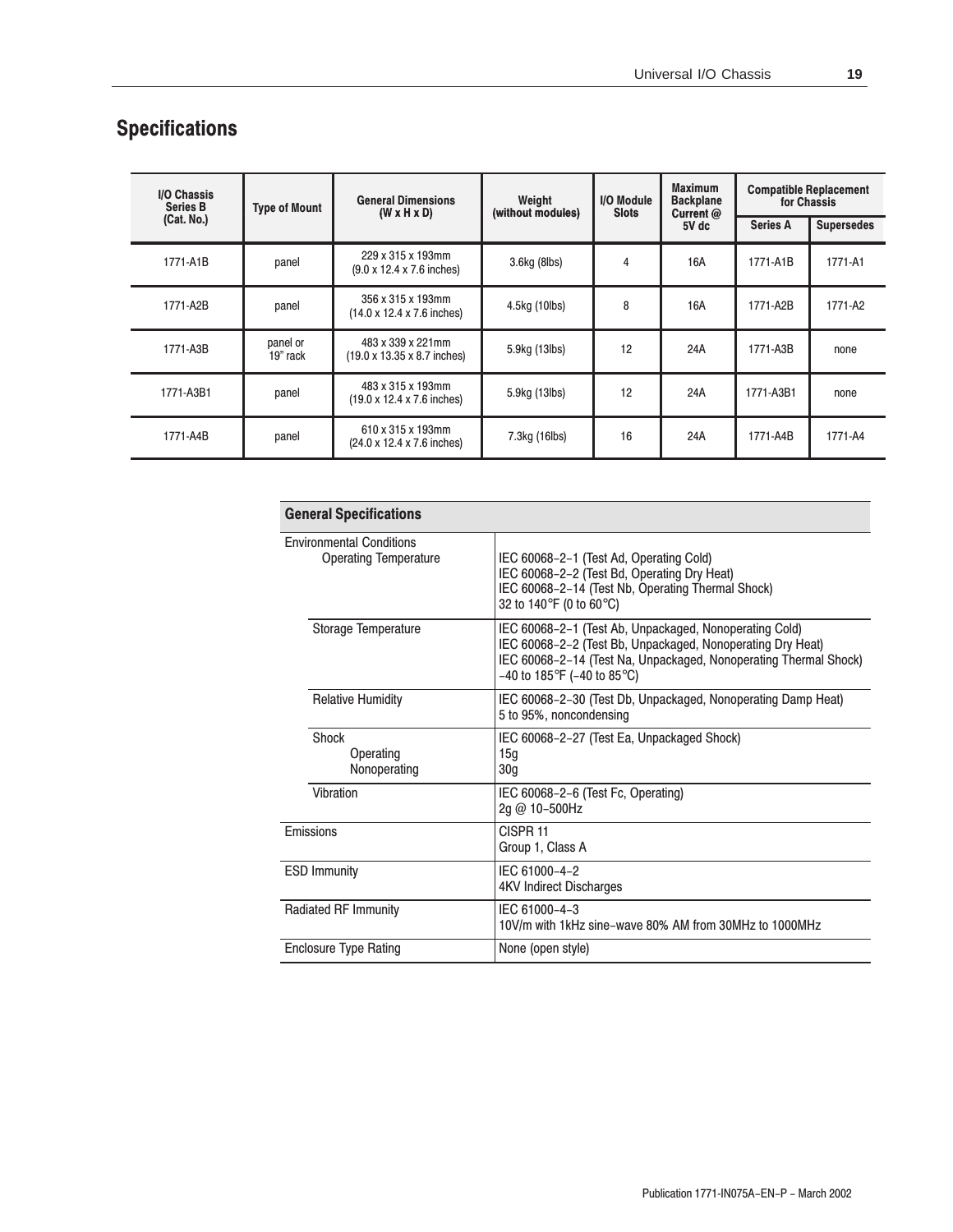## Specifications

| I/O Chassis Series B (Cat. No.) | Type of Mount | General Dimensions (W x H x D) | Weight (without modules) | I/O Module Slots | Maximum Backplane Current @ 5V dc | Compatible Replacement for Chassis | |
|---|---|---|---|---|---|---|---|
| | | | | | | Series A | Supersedes |
| 1771-A1B | panel | 229 x 315 x 193mm (9.0 x 12.4 x 7.6 inches) | 3.6kg (8lbs) | 4 | 16A | 1771-A1B | 1771-A1 |
| 1771-A2B | panel | 356 x 315 x 193mm (14.0 x 12.4 x 7.6 inches) | 4.5kg (10lbs) | 8 | 16A | 1771-A2B | 1771-A2 |
| 1771-A3B | panel or 19" rack | 483 x 339 x 221mm (19.0 x 13.35 x 8.7 inches) | 5.9kg (13lbs) | 12 | 24A | 1771-A3B | none |
| 1771-A3B1 | panel | 483 x 315 x 193mm (19.0 x 12.4 x 7.6 inches) | 5.9kg (13lbs) | 12 | 24A | 1771-A3B1 | none |
| 1771-A4B | panel | 610 x 315 x 193mm (24.0 x 12.4 x 7.6 inches) | 7.3kg (16lbs) | 16 | 24A | 1771-A4B | 1771-A4 |

| General Specifications | |
|---|---|
| Environmental Conditions<br>Operating Temperature | IEC 60068-2-1 (Test Ad, Operating Cold)<br>IEC 60068-2-2 (Test Bd, Operating Dry Heat)<br>IEC 60068-2-14 (Test Nb, Operating Thermal Shock)<br>32 to 140°F (0 to 60°C) |
| Storage Temperature | IEC 60068-2-1 (Test Ab, Unpackaged, Nonoperating Cold)<br>IEC 60068-2-2 (Test Bb, Unpackaged, Nonoperating Dry Heat)<br>IEC 60068-2-14 (Test Na, Unpackaged, Nonoperating Thermal Shock)<br>−40 to 185°F (−40 to 85°C) |
| Relative Humidity | IEC 60068-2-30 (Test Db, Unpackaged, Nonoperating Damp Heat)<br>5 to 95%, noncondensing |
| Shock<br>Operating<br>Nonoperating | IEC 60068-2-27 (Test Ea, Unpackaged Shock)<br>15g<br>30g |
| Vibration | IEC 60068-2-6 (Test Fc, Operating)<br>2g @ 10-500Hz |
| Emissions | CISPR 11<br>Group 1, Class A |
| ESD Immunity | IEC 61000-4-2<br>4KV Indirect Discharges |
| Radiated RF Immunity | IEC 61000-4-3<br>10V/m with 1kHz sine-wave 80% AM from 30MHz to 1000MHz |
| Enclosure Type Rating | None (open style) |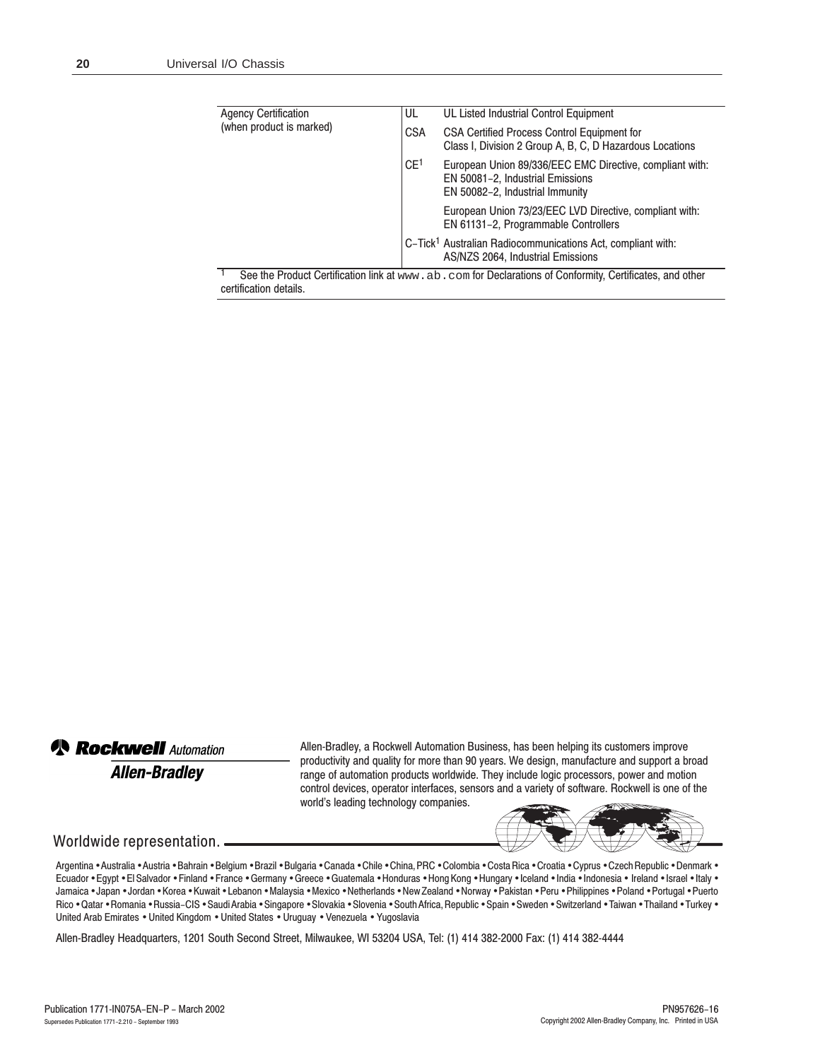| | | |
|---|---|---|
| Agency Certification (when product is marked) | UL | UL Listed Industrial Control Equipment |
| | CSA | CSA Certified Process Control Equipment for Class I, Division 2 Group A, B, C, D Hazardous Locations |
| | CE[1] | European Union 89/336/EEC EMC Directive, compliant with: EN 50081-2, Industrial Emissions EN 50082-2, Industrial Immunity |
| | | European Union 73/23/EEC LVD Directive, compliant with: EN 61131-2, Programmable Controllers |
| | C-Tick[1] | Australian Radiocommunications Act, compliant with: AS/NZS 2064, Industrial Emissions |

[1] See the Product Certification link at www.ab.com for Declarations of Conformity, Certificates, and other certification details.

**Rockwell** Automation
**Allen-Bradley**

Allen-Bradley, a Rockwell Automation Business, has been helping its customers improve productivity and quality for more than 90 years. We design, manufacture and support a broad range of automation products worldwide. They include logic processors, power and motion control devices, operator interfaces, sensors and a variety of software. Rockwell is one of the world's leading technology companies.

Worldwide representation.

Argentina • Australia • Austria • Bahrain • Belgium • Brazil • Bulgaria • Canada • Chile • China, PRC • Colombia • Costa Rica • Croatia • Cyprus • Czech Republic • Denmark • Ecuador • Egypt • El Salvador • Finland • France • Germany • Greece • Guatemala • Honduras • Hong Kong • Hungary • Iceland • India • Indonesia • Ireland • Israel • Italy • Jamaica • Japan • Jordan • Korea • Kuwait • Lebanon • Malaysia • Mexico • Netherlands • New Zealand • Norway • Pakistan • Peru • Philippines • Poland • Portugal • Puerto Rico • Qatar • Romania • Russia-CIS • Saudi Arabia • Singapore • Slovakia • Slovenia • South Africa, Republic • Spain • Sweden • Switzerland • Taiwan • Thailand • Turkey • United Arab Emirates • United Kingdom • United States • Uruguay • Venezuela • Yugoslavia

Allen-Bradley Headquarters, 1201 South Second Street, Milwaukee, WI 53204 USA, Tel: (1) 414 382-2000 Fax: (1) 414 382-4444

Publication 1771-IN075A-EN-P - March 2002
Supersedes Publication 1771-2.210 - September 1993

PN957626-16
Copyright 2002 Allen-Bradley Company, Inc. Printed in USA